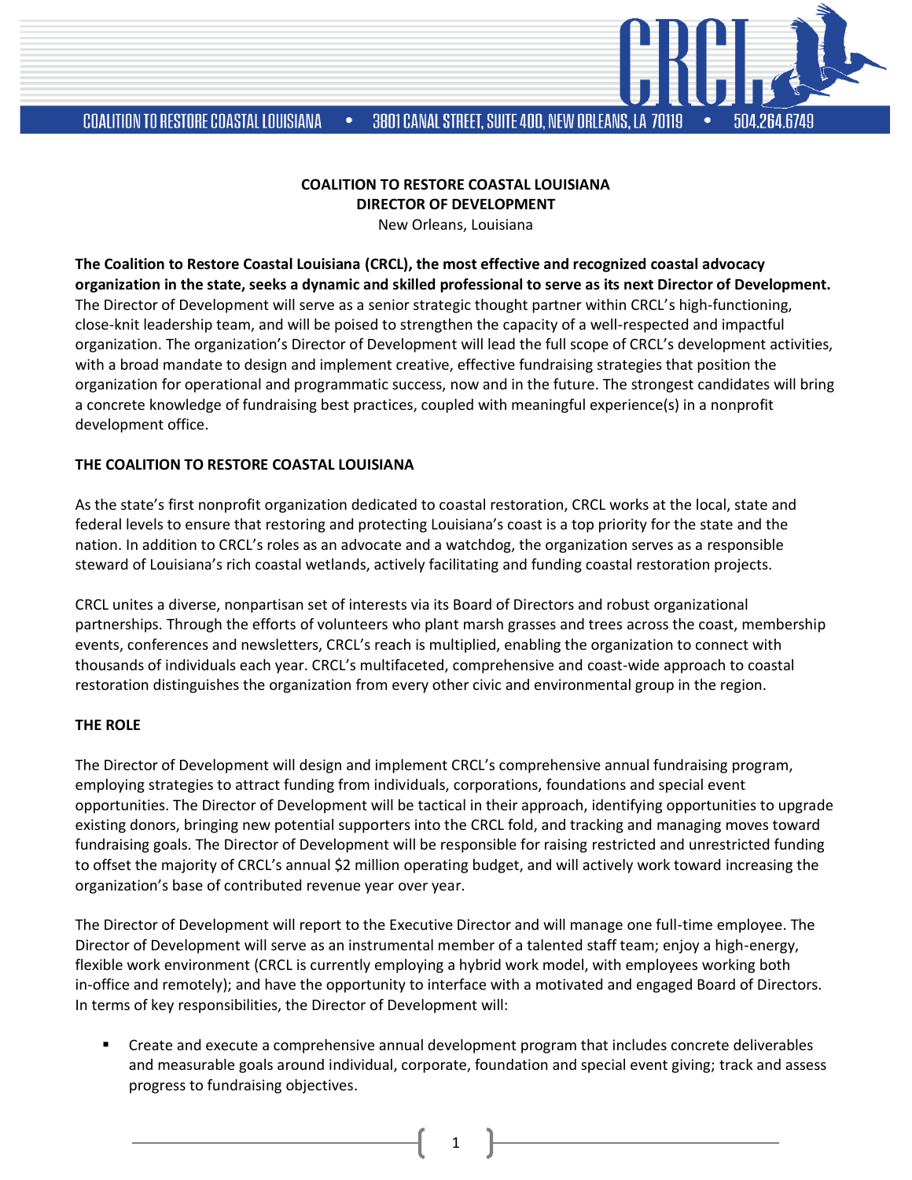# COALITION TO RESTORE COASTAL LOUISIANA
## DIRECTOR OF DEVELOPMENT
New Orleans, Louisiana

**The Coalition to Restore Coastal Louisiana (CRCL), the most effective and recognized coastal advocacy organization in the state, seeks a dynamic and skilled professional to serve as its next Director of Development.** The Director of Development will serve as a senior strategic thought partner within CRCL's high-functioning, close-knit leadership team, and will be poised to strengthen the capacity of a well-respected and impactful organization. The organization's Director of Development will lead the full scope of CRCL's development activities, with a broad mandate to design and implement creative, effective fundraising strategies that position the organization for operational and programmatic success, now and in the future. The strongest candidates will bring a concrete knowledge of fundraising best practices, coupled with meaningful experience(s) in a nonprofit development office.

### THE COALITION TO RESTORE COASTAL LOUISIANA

As the state's first nonprofit organization dedicated to coastal restoration, CRCL works at the local, state and federal levels to ensure that restoring and protecting Louisiana's coast is a top priority for the state and the nation. In addition to CRCL's roles as an advocate and a watchdog, the organization serves as a responsible steward of Louisiana's rich coastal wetlands, actively facilitating and funding coastal restoration projects.

CRCL unites a diverse, nonpartisan set of interests via its Board of Directors and robust organizational partnerships. Through the efforts of volunteers who plant marsh grasses and trees across the coast, membership events, conferences and newsletters, CRCL's reach is multiplied, enabling the organization to connect with thousands of individuals each year. CRCL's multifaceted, comprehensive and coast-wide approach to coastal restoration distinguishes the organization from every other civic and environmental group in the region.

### THE ROLE

The Director of Development will design and implement CRCL's comprehensive annual fundraising program, employing strategies to attract funding from individuals, corporations, foundations and special event opportunities. The Director of Development will be tactical in their approach, identifying opportunities to upgrade existing donors, bringing new potential supporters into the CRCL fold, and tracking and managing moves toward fundraising goals. The Director of Development will be responsible for raising restricted and unrestricted funding to offset the majority of CRCL's annual $2 million operating budget, and will actively work toward increasing the organization's base of contributed revenue year over year.

The Director of Development will report to the Executive Director and will manage one full-time employee. The Director of Development will serve as an instrumental member of a talented staff team; enjoy a high-energy, flexible work environment (CRCL is currently employing a hybrid work model, with employees working both in-office and remotely); and have the opportunity to interface with a motivated and engaged Board of Directors. In terms of key responsibilities, the Director of Development will:

- Create and execute a comprehensive annual development program that includes concrete deliverables and measurable goals around individual, corporate, foundation and special event giving; track and assess progress to fundraising objectives.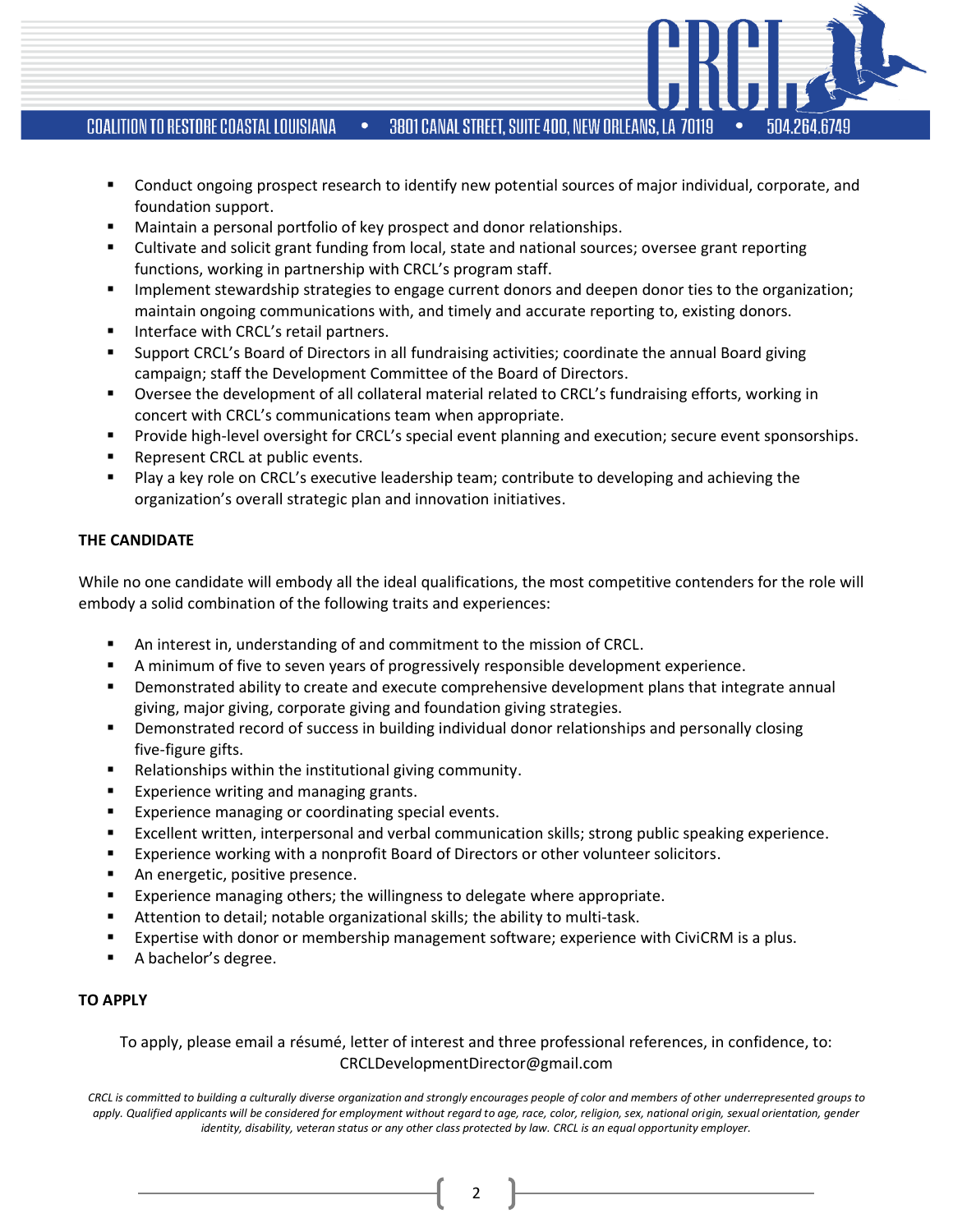- Conduct ongoing prospect research to identify new potential sources of major individual, corporate, and foundation support.
- Maintain a personal portfolio of key prospect and donor relationships.
- Cultivate and solicit grant funding from local, state and national sources; oversee grant reporting functions, working in partnership with CRCL's program staff.
- Implement stewardship strategies to engage current donors and deepen donor ties to the organization; maintain ongoing communications with, and timely and accurate reporting to, existing donors.
- Interface with CRCL's retail partners.
- Support CRCL's Board of Directors in all fundraising activities; coordinate the annual Board giving campaign; staff the Development Committee of the Board of Directors.
- Oversee the development of all collateral material related to CRCL's fundraising efforts, working in concert with CRCL's communications team when appropriate.
- Provide high-level oversight for CRCL's special event planning and execution; secure event sponsorships.
- Represent CRCL at public events.
- Play a key role on CRCL's executive leadership team; contribute to developing and achieving the organization's overall strategic plan and innovation initiatives.

**THE CANDIDATE**

While no one candidate will embody all the ideal qualifications, the most competitive contenders for the role will embody a solid combination of the following traits and experiences:

- An interest in, understanding of and commitment to the mission of CRCL.
- A minimum of five to seven years of progressively responsible development experience.
- Demonstrated ability to create and execute comprehensive development plans that integrate annual giving, major giving, corporate giving and foundation giving strategies.
- Demonstrated record of success in building individual donor relationships and personally closing five-figure gifts.
- Relationships within the institutional giving community.
- Experience writing and managing grants.
- Experience managing or coordinating special events.
- Excellent written, interpersonal and verbal communication skills; strong public speaking experience.
- Experience working with a nonprofit Board of Directors or other volunteer solicitors.
- An energetic, positive presence.
- Experience managing others; the willingness to delegate where appropriate.
- Attention to detail; notable organizational skills; the ability to multi-task.
- Expertise with donor or membership management software; experience with CiviCRM is a plus.
- A bachelor's degree.

**TO APPLY**

To apply, please email a résumé, letter of interest and three professional references, in confidence, to: CRCLDevelopmentDirector@gmail.com

*CRCL is committed to building a culturally diverse organization and strongly encourages people of color and members of other underrepresented groups to apply. Qualified applicants will be considered for employment without regard to age, race, color, religion, sex, national origin, sexual orientation, gender identity, disability, veteran status or any other class protected by law. CRCL is an equal opportunity employer.*